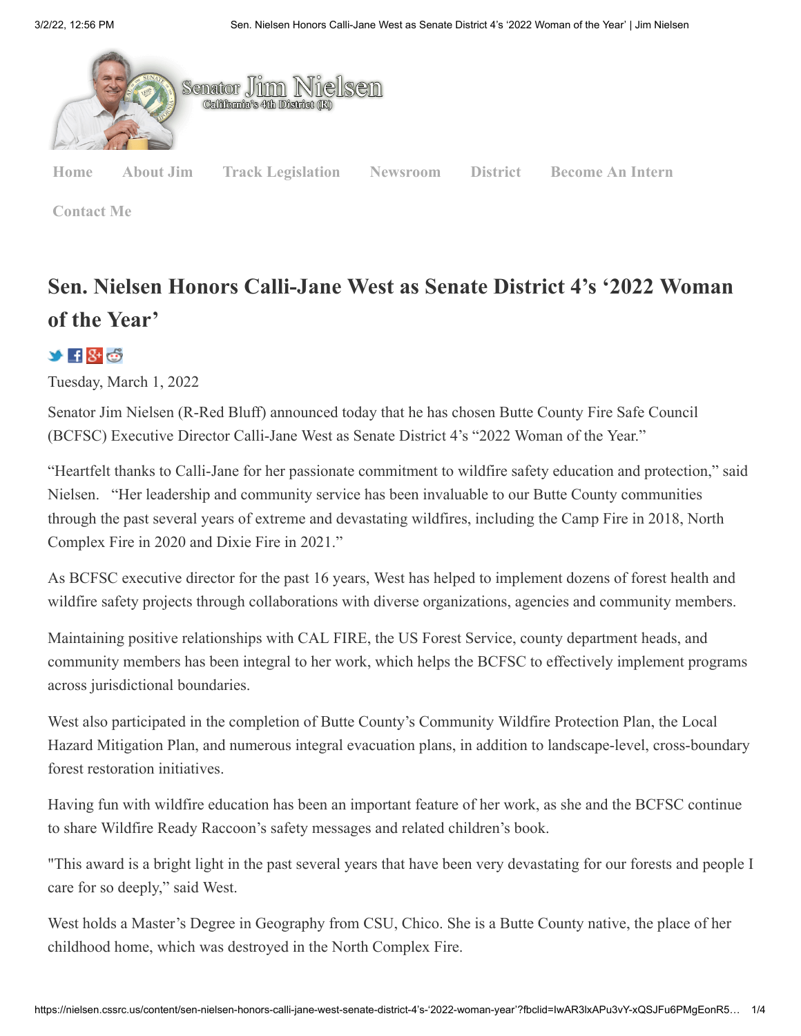Senator Jim Nielsen
California's 4th District (R)

Home About Jim Track Legislation Newsroom District Become An Intern

Contact Me

# Sen. Nielsen Honors Calli-Jane West as Senate District 4's '2022 Woman of the Year'

Tuesday, March 1, 2022

Senator Jim Nielsen (R-Red Bluff) announced today that he has chosen Butte County Fire Safe Council (BCFSC) Executive Director Calli-Jane West as Senate District 4's "2022 Woman of the Year."

"Heartfelt thanks to Calli-Jane for her passionate commitment to wildfire safety education and protection," said Nielsen. "Her leadership and community service has been invaluable to our Butte County communities through the past several years of extreme and devastating wildfires, including the Camp Fire in 2018, North Complex Fire in 2020 and Dixie Fire in 2021."

As BCFSC executive director for the past 16 years, West has helped to implement dozens of forest health and wildfire safety projects through collaborations with diverse organizations, agencies and community members.

Maintaining positive relationships with CAL FIRE, the US Forest Service, county department heads, and community members has been integral to her work, which helps the BCFSC to effectively implement programs across jurisdictional boundaries.

West also participated in the completion of Butte County's Community Wildfire Protection Plan, the Local Hazard Mitigation Plan, and numerous integral evacuation plans, in addition to landscape-level, cross-boundary forest restoration initiatives.

Having fun with wildfire education has been an important feature of her work, as she and the BCFSC continue to share Wildfire Ready Raccoon's safety messages and related children's book.

"This award is a bright light in the past several years that have been very devastating for our forests and people I care for so deeply," said West.

West holds a Master's Degree in Geography from CSU, Chico. She is a Butte County native, the place of her childhood home, which was destroyed in the North Complex Fire.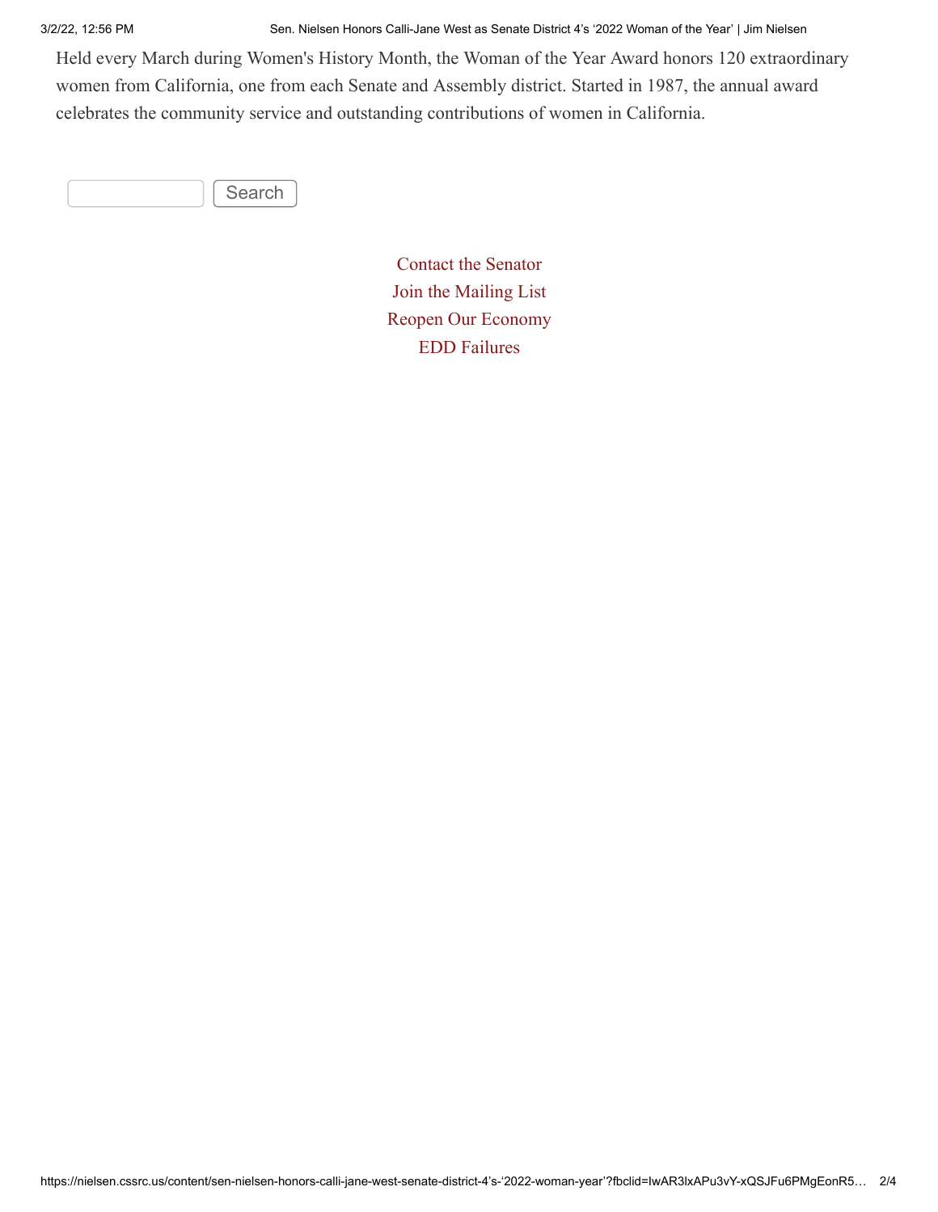Held every March during Women's History Month, the Woman of the Year Award honors 120 extraordinary women from California, one from each Senate and Assembly district. Started in 1987, the annual award celebrates the community service and outstanding contributions of women in California.

Search

Contact the Senator
Join the Mailing List
Reopen Our Economy
EDD Failures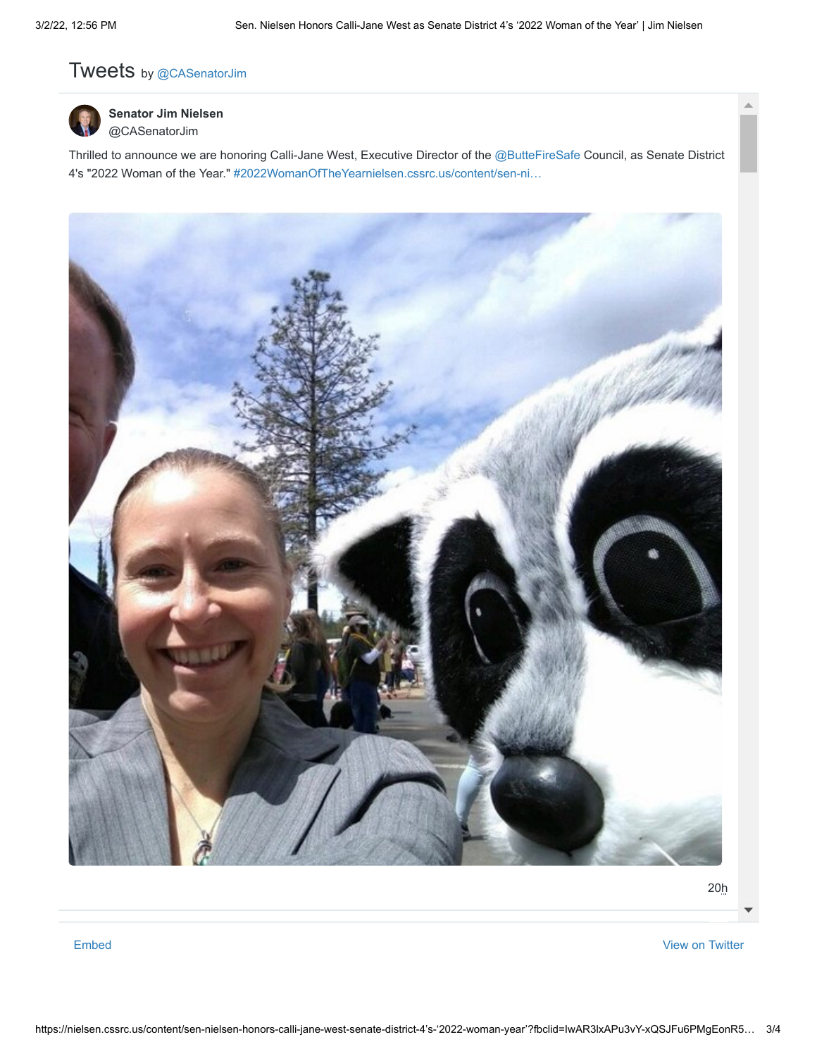Tweets by @CASenatorJim

**Senator Jim Nielsen**
@CASenatorJim

Thrilled to announce we are honoring Calli-Jane West, Executive Director of the @ButteFireSafe Council, as Senate District 4's "2022 Woman of the Year." #2022WomanOfTheYearnielsen.cssrc.us/content/sen-ni…

20h

Embed

View on Twitter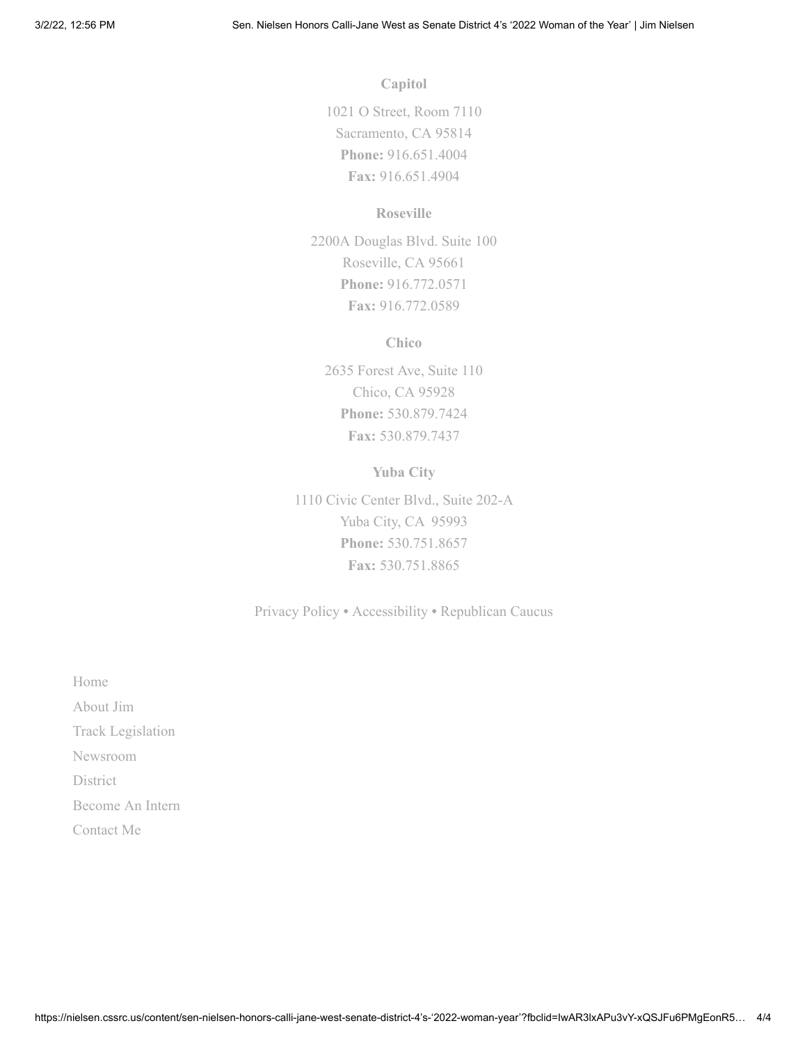**Capitol**

1021 O Street, Room 7110
Sacramento, CA 95814
**Phone:** 916.651.4004
**Fax:** 916.651.4904

**Roseville**

2200A Douglas Blvd. Suite 100
Roseville, CA 95661
**Phone:** 916.772.0571
**Fax:** 916.772.0589

**Chico**

2635 Forest Ave, Suite 110
Chico, CA 95928
**Phone:** 530.879.7424
**Fax:** 530.879.7437

**Yuba City**

1110 Civic Center Blvd., Suite 202-A
Yuba City, CA 95993
**Phone:** 530.751.8657
**Fax:** 530.751.8865

Privacy Policy • Accessibility • Republican Caucus

Home
About Jim
Track Legislation
Newsroom
District
Become An Intern
Contact Me